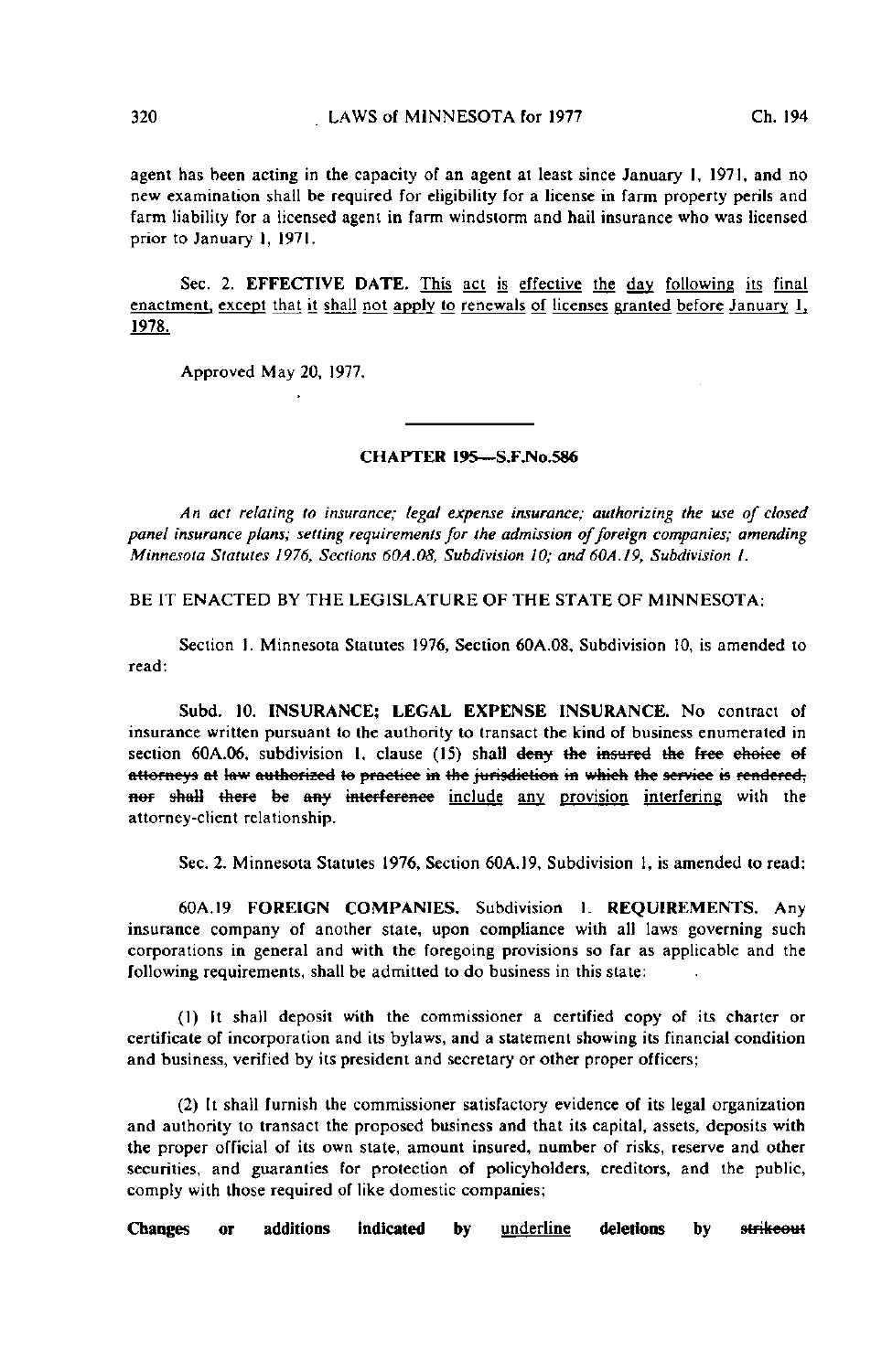agent has been acting in the capacity of an agent at least since January 1, 1971, and no new examination shall be required for eligibility for a license in farm property perils and farm liability for a licensed agent in farm windstorm and hail insurance who was licensed prior to January 1, 1971.

Sec. 2. **EFFECTIVE DATE.** <u>This act is effective the day following its final enactment, except that it shall not apply to renewals of licenses granted before January 1, 1978.</u>

Approved May 20, 1977.

---

## CHAPTER 195—S.F.No.586

*An act relating to insurance; legal expense insurance; authorizing the use of closed panel insurance plans; setting requirements for the admission of foreign companies; amending Minnesota Statutes 1976, Sections 60A.08, Subdivision 10; and 60A.19, Subdivision 1.*

BE IT ENACTED BY THE LEGISLATURE OF THE STATE OF MINNESOTA:

Section 1. Minnesota Statutes 1976, Section 60A.08, Subdivision 10, is amended to read:

Subd. 10. **INSURANCE; LEGAL EXPENSE INSURANCE.** No contract of insurance written pursuant to the authority to transact the kind of business enumerated in section 60A.06, subdivision 1, clause (15) shall ~~deny the insured the free choice of attorneys at law authorized to practice in the jurisdiction in which the service is rendered, nor shall there be any interference~~ <u>include any provision interfering</u> with the attorney-client relationship.

Sec. 2. Minnesota Statutes 1976, Section 60A.19, Subdivision 1, is amended to read:

60A.19 **FOREIGN COMPANIES.** Subdivision 1. **REQUIREMENTS.** Any insurance company of another state, upon compliance with all laws governing such corporations in general and with the foregoing provisions so far as applicable and the following requirements, shall be admitted to do business in this state:

(1) It shall deposit with the commissioner a certified copy of its charter or certificate of incorporation and its bylaws, and a statement showing its financial condition and business, verified by its president and secretary or other proper officers;

(2) It shall furnish the commissioner satisfactory evidence of its legal organization and authority to transact the proposed business and that its capital, assets, deposits with the proper official of its own state, amount insured, number of risks, reserve and other securities, and guaranties for protection of policyholders, creditors, and the public, comply with those required of like domestic companies;

**Changes or additions indicated by** <u>underline</u> **deletions by** ~~strikeout~~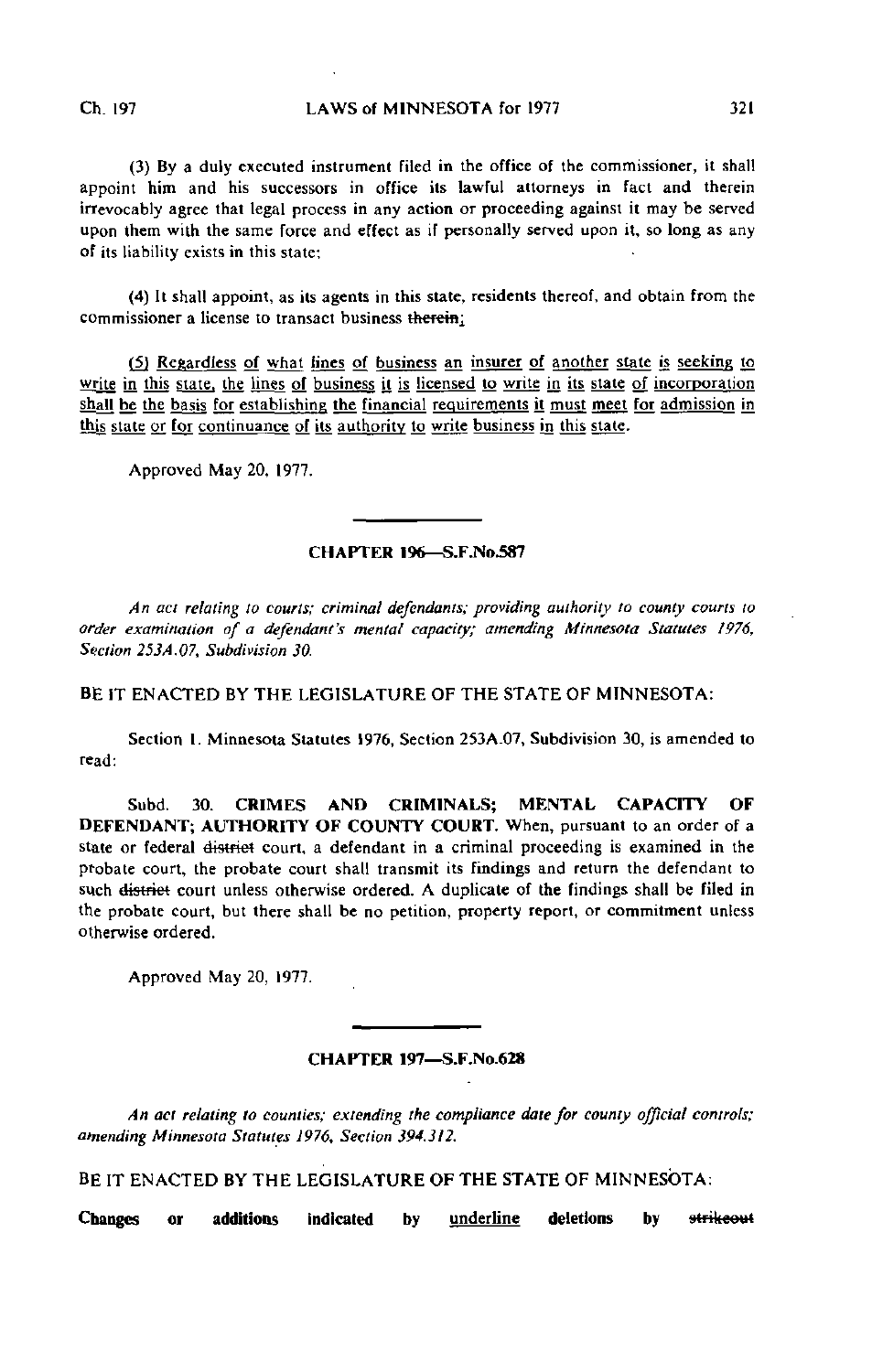(3) By a duly executed instrument filed in the office of the commissioner, it shall appoint him and his successors in office its lawful attorneys in fact and therein irrevocably agree that legal process in any action or proceeding against it may be served upon them with the same force and effect as if personally served upon it, so long as any of its liability exists in this state;

(4) It shall appoint, as its agents in this state, residents thereof, and obtain from the commissioner a license to transact business ~~therein~~;

(5) Regardless of what lines of business an insurer of another state is seeking to write in this state, the lines of business it is licensed to write in its state of incorporation shall be the basis for establishing the financial requirements it must meet for admission in this state or for continuance of its authority to write business in this state.

Approved May 20, 1977.

## CHAPTER 196—S.F.No.587

*An act relating to courts; criminal defendants; providing authority to county courts to order examination of a defendant's mental capacity; amending Minnesota Statutes 1976, Section 253A.07, Subdivision 30.*

BE IT ENACTED BY THE LEGISLATURE OF THE STATE OF MINNESOTA:

Section 1. Minnesota Statutes 1976, Section 253A.07, Subdivision 30, is amended to read:

Subd. 30. **CRIMES AND CRIMINALS; MENTAL CAPACITY OF DEFENDANT; AUTHORITY OF COUNTY COURT.** When, pursuant to an order of a state or federal ~~district~~ court, a defendant in a criminal proceeding is examined in the probate court, the probate court shall transmit its findings and return the defendant to such ~~district~~ court unless otherwise ordered. A duplicate of the findings shall be filed in the probate court, but there shall be no petition, property report, or commitment unless otherwise ordered.

Approved May 20, 1977.

## CHAPTER 197—S.F.No.628

*An act relating to counties; extending the compliance date for county official controls; amending Minnesota Statutes 1976, Section 394.312.*

BE IT ENACTED BY THE LEGISLATURE OF THE STATE OF MINNESOTA:

**Changes or additions indicated by underline deletions by ~~strikeout~~**